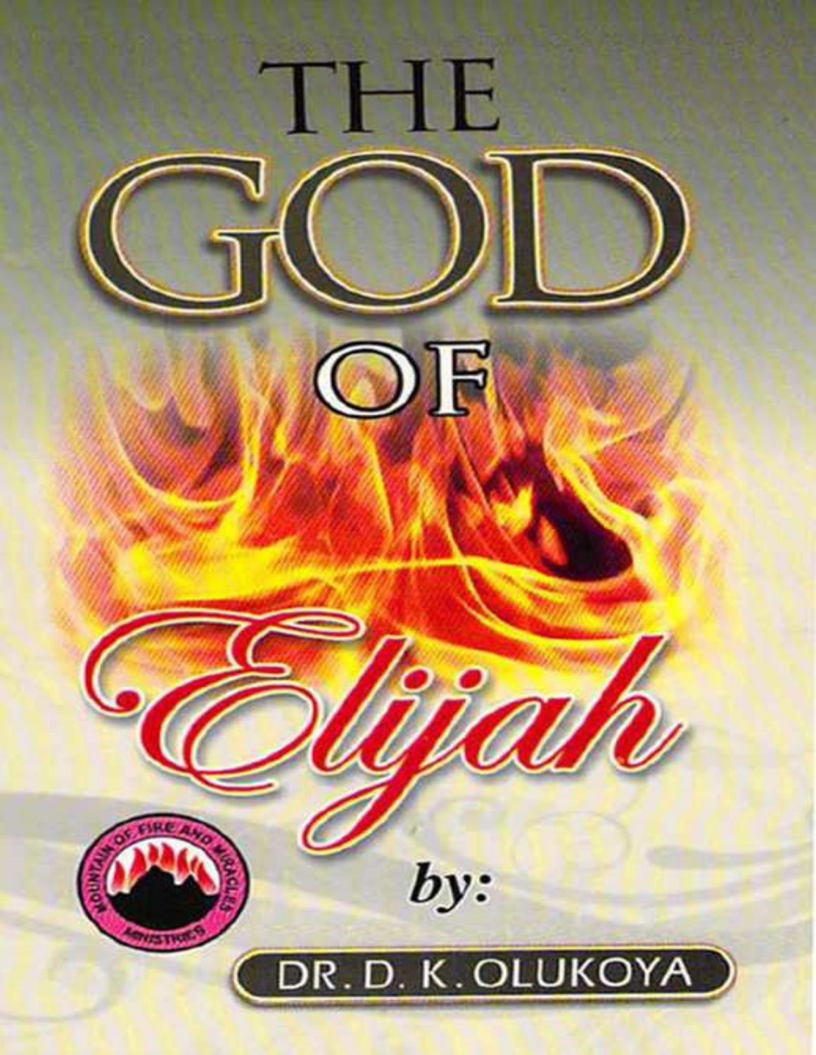# THE GOD OF Elijah

by:

DR. D. K. OLUKOYA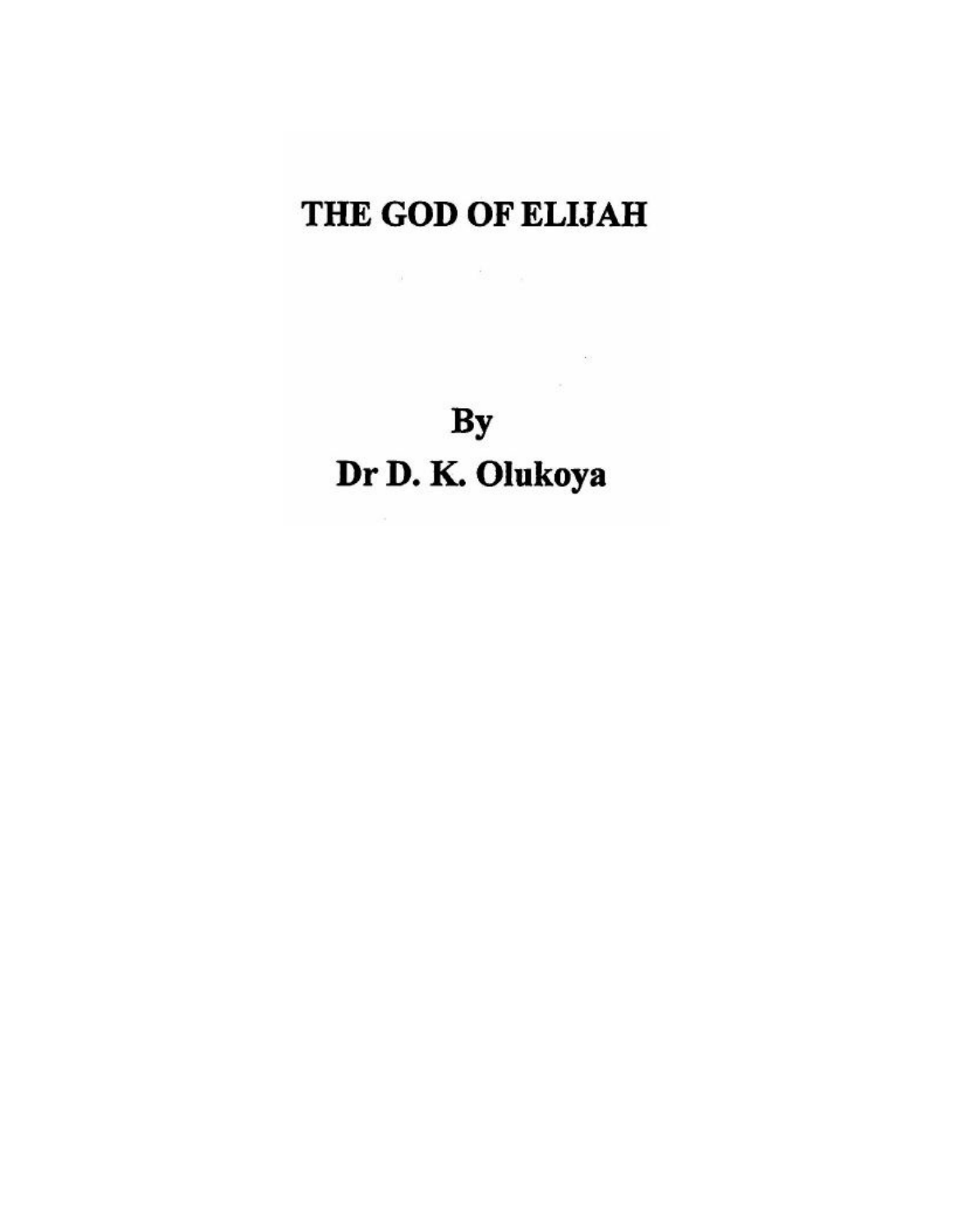# THE GOD OF ELIJAH

**By**

**Dr D. K. Olukoya**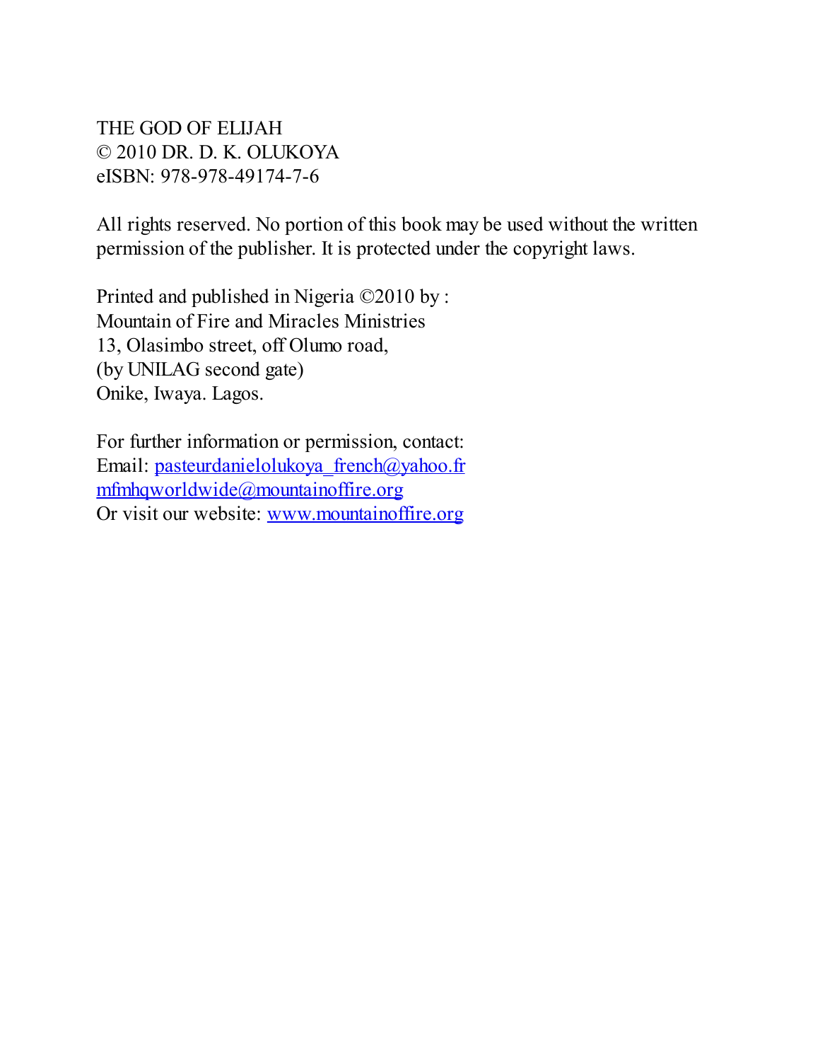THE GOD OF ELIJAH
© 2010 DR. D. K. OLUKOYA
eISBN: 978-978-49174-7-6

All rights reserved. No portion of this book may be used without the written permission of the publisher. It is protected under the copyright laws.

Printed and published in Nigeria ©2010 by :
Mountain of Fire and Miracles Ministries
13, Olasimbo street, off Olumo road,
(by UNILAG second gate)
Onike, Iwaya. Lagos.

For further information or permission, contact:
Email: pasteurdanielolukoya_french@yahoo.fr
mfmhqworldwide@mountainoffire.org
Or visit our website: www.mountainoffire.org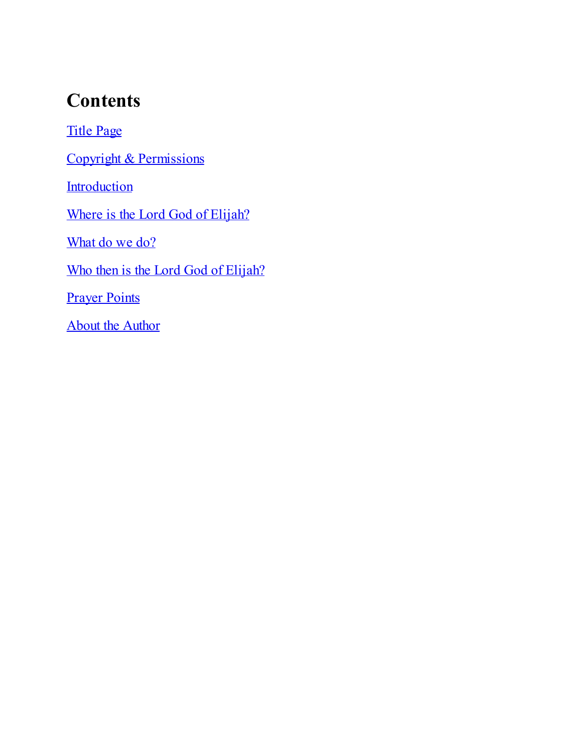# Contents

Title Page

Copyright & Permissions

Introduction

Where is the Lord God of Elijah?

What do we do?

Who then is the Lord God of Elijah?

Prayer Points

About the Author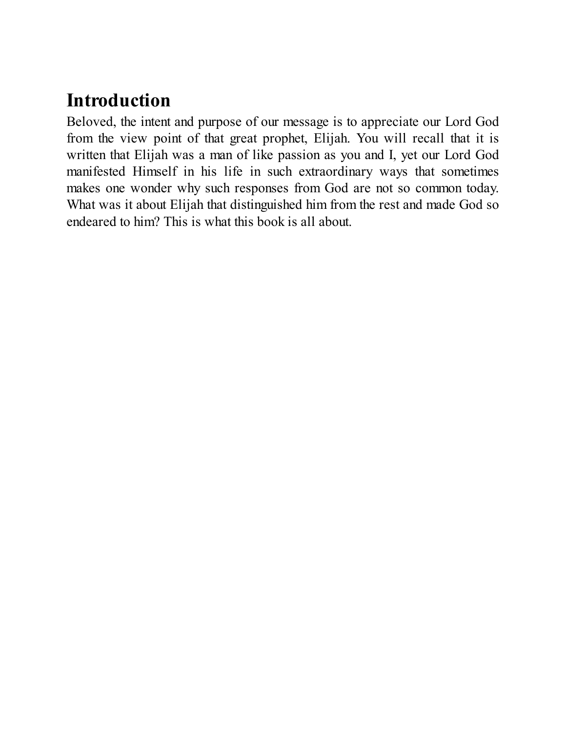# Introduction

Beloved, the intent and purpose of our message is to appreciate our Lord God from the view point of that great prophet, Elijah. You will recall that it is written that Elijah was a man of like passion as you and I, yet our Lord God manifested Himself in his life in such extraordinary ways that sometimes makes one wonder why such responses from God are not so common today. What was it about Elijah that distinguished him from the rest and made God so endeared to him? This is what this book is all about.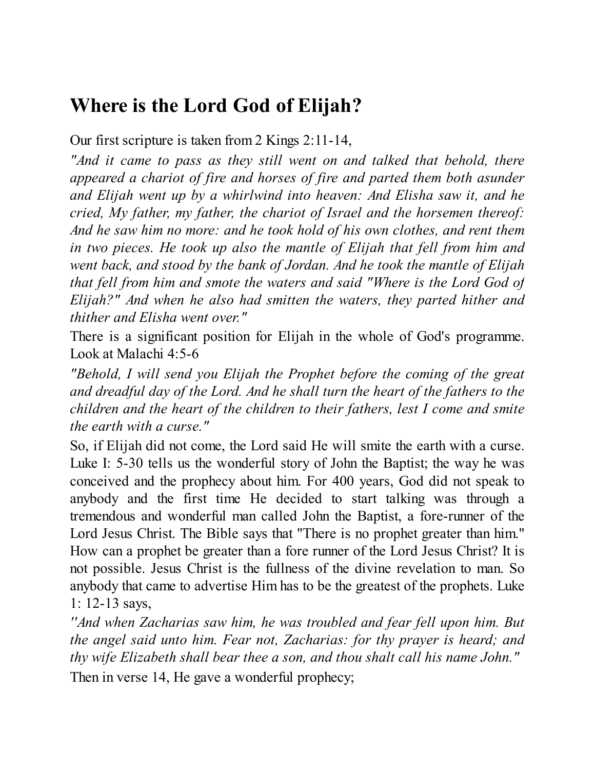## Where is the Lord God of Elijah?

Our first scripture is taken from 2 Kings 2:11-14,

*"And it came to pass as they still went on and talked that behold, there appeared a chariot of fire and horses of fire and parted them both asunder and Elijah went up by a whirlwind into heaven: And Elisha saw it, and he cried, My father, my father, the chariot of Israel and the horsemen thereof: And he saw him no more: and he took hold of his own clothes, and rent them in two pieces. He took up also the mantle of Elijah that fell from him and went back, and stood by the bank of Jordan. And he took the mantle of Elijah that fell from him and smote the waters and said "Where is the Lord God of Elijah?" And when he also had smitten the waters, they parted hither and thither and Elisha went over."*

There is a significant position for Elijah in the whole of God's programme. Look at Malachi 4:5-6

*"Behold, I will send you Elijah the Prophet before the coming of the great and dreadful day of the Lord. And he shall turn the heart of the fathers to the children and the heart of the children to their fathers, lest I come and smite the earth with a curse."*

So, if Elijah did not come, the Lord said He will smite the earth with a curse. Luke I: 5-30 tells us the wonderful story of John the Baptist; the way he was conceived and the prophecy about him. For 400 years, God did not speak to anybody and the first time He decided to start talking was through a tremendous and wonderful man called John the Baptist, a fore-runner of the Lord Jesus Christ. The Bible says that "There is no prophet greater than him." How can a prophet be greater than a fore runner of the Lord Jesus Christ? It is not possible. Jesus Christ is the fullness of the divine revelation to man. So anybody that came to advertise Him has to be the greatest of the prophets. Luke 1: 12-13 says,

*"And when Zacharias saw him, he was troubled and fear fell upon him. But the angel said unto him. Fear not, Zacharias: for thy prayer is heard; and thy wife Elizabeth shall bear thee a son, and thou shalt call his name John."*

Then in verse 14, He gave a wonderful prophecy;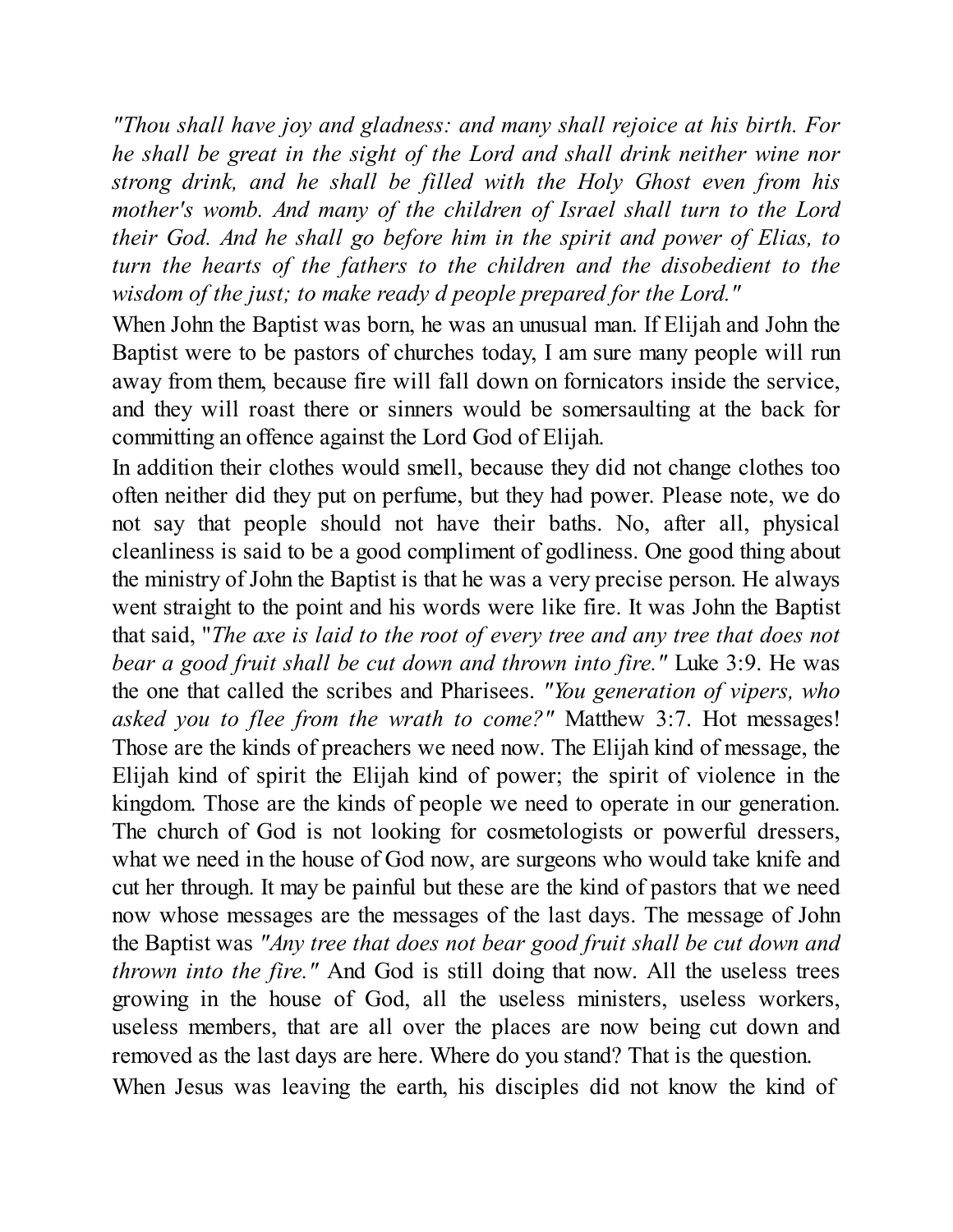*"Thou shall have joy and gladness: and many shall rejoice at his birth. For he shall be great in the sight of the Lord and shall drink neither wine nor strong drink, and he shall be filled with the Holy Ghost even from his mother's womb. And many of the children of Israel shall turn to the Lord their God. And he shall go before him in the spirit and power of Elias, to turn the hearts of the fathers to the children and the disobedient to the wisdom of the just; to make ready d people prepared for the Lord."*

When John the Baptist was born, he was an unusual man. If Elijah and John the Baptist were to be pastors of churches today, I am sure many people will run away from them, because fire will fall down on fornicators inside the service, and they will roast there or sinners would be somersaulting at the back for committing an offence against the Lord God of Elijah.

In addition their clothes would smell, because they did not change clothes too often neither did they put on perfume, but they had power. Please note, we do not say that people should not have their baths. No, after all, physical cleanliness is said to be a good compliment of godliness. One good thing about the ministry of John the Baptist is that he was a very precise person. He always went straight to the point and his words were like fire. It was John the Baptist that said, "*The axe is laid to the root of every tree and any tree that does not bear a good fruit shall be cut down and thrown into fire."* Luke 3:9. He was the one that called the scribes and Pharisees. *"You generation of vipers, who asked you to flee from the wrath to come?"* Matthew 3:7. Hot messages! Those are the kinds of preachers we need now. The Elijah kind of message, the Elijah kind of spirit the Elijah kind of power; the spirit of violence in the kingdom. Those are the kinds of people we need to operate in our generation. The church of God is not looking for cosmetologists or powerful dressers, what we need in the house of God now, are surgeons who would take knife and cut her through. It may be painful but these are the kind of pastors that we need now whose messages are the messages of the last days. The message of John the Baptist was *"Any tree that does not bear good fruit shall be cut down and thrown into the fire."* And God is still doing that now. All the useless trees growing in the house of God, all the useless ministers, useless workers, useless members, that are all over the places are now being cut down and removed as the last days are here. Where do you stand? That is the question.

When Jesus was leaving the earth, his disciples did not know the kind of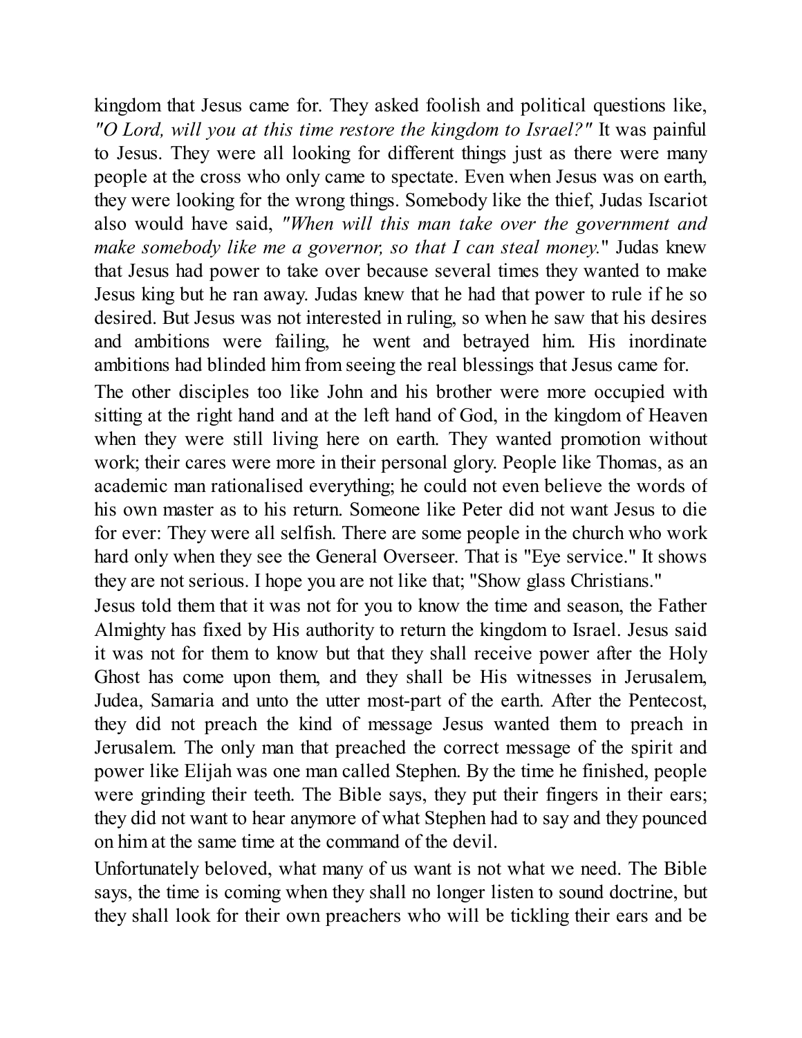kingdom that Jesus came for. They asked foolish and political questions like, *"O Lord, will you at this time restore the kingdom to Israel?"* It was painful to Jesus. They were all looking for different things just as there were many people at the cross who only came to spectate. Even when Jesus was on earth, they were looking for the wrong things. Somebody like the thief, Judas Iscariot also would have said, *"When will this man take over the government and make somebody like me a governor, so that I can steal money.*" Judas knew that Jesus had power to take over because several times they wanted to make Jesus king but he ran away. Judas knew that he had that power to rule if he so desired. But Jesus was not interested in ruling, so when he saw that his desires and ambitions were failing, he went and betrayed him. His inordinate ambitions had blinded him from seeing the real blessings that Jesus came for.

The other disciples too like John and his brother were more occupied with sitting at the right hand and at the left hand of God, in the kingdom of Heaven when they were still living here on earth. They wanted promotion without work; their cares were more in their personal glory. People like Thomas, as an academic man rationalised everything; he could not even believe the words of his own master as to his return. Someone like Peter did not want Jesus to die for ever: They were all selfish. There are some people in the church who work hard only when they see the General Overseer. That is "Eye service." It shows they are not serious. I hope you are not like that; "Show glass Christians."

Jesus told them that it was not for you to know the time and season, the Father Almighty has fixed by His authority to return the kingdom to Israel. Jesus said it was not for them to know but that they shall receive power after the Holy Ghost has come upon them, and they shall be His witnesses in Jerusalem, Judea, Samaria and unto the utter most-part of the earth. After the Pentecost, they did not preach the kind of message Jesus wanted them to preach in Jerusalem. The only man that preached the correct message of the spirit and power like Elijah was one man called Stephen. By the time he finished, people were grinding their teeth. The Bible says, they put their fingers in their ears; they did not want to hear anymore of what Stephen had to say and they pounced on him at the same time at the command of the devil.

Unfortunately beloved, what many of us want is not what we need. The Bible says, the time is coming when they shall no longer listen to sound doctrine, but they shall look for their own preachers who will be tickling their ears and be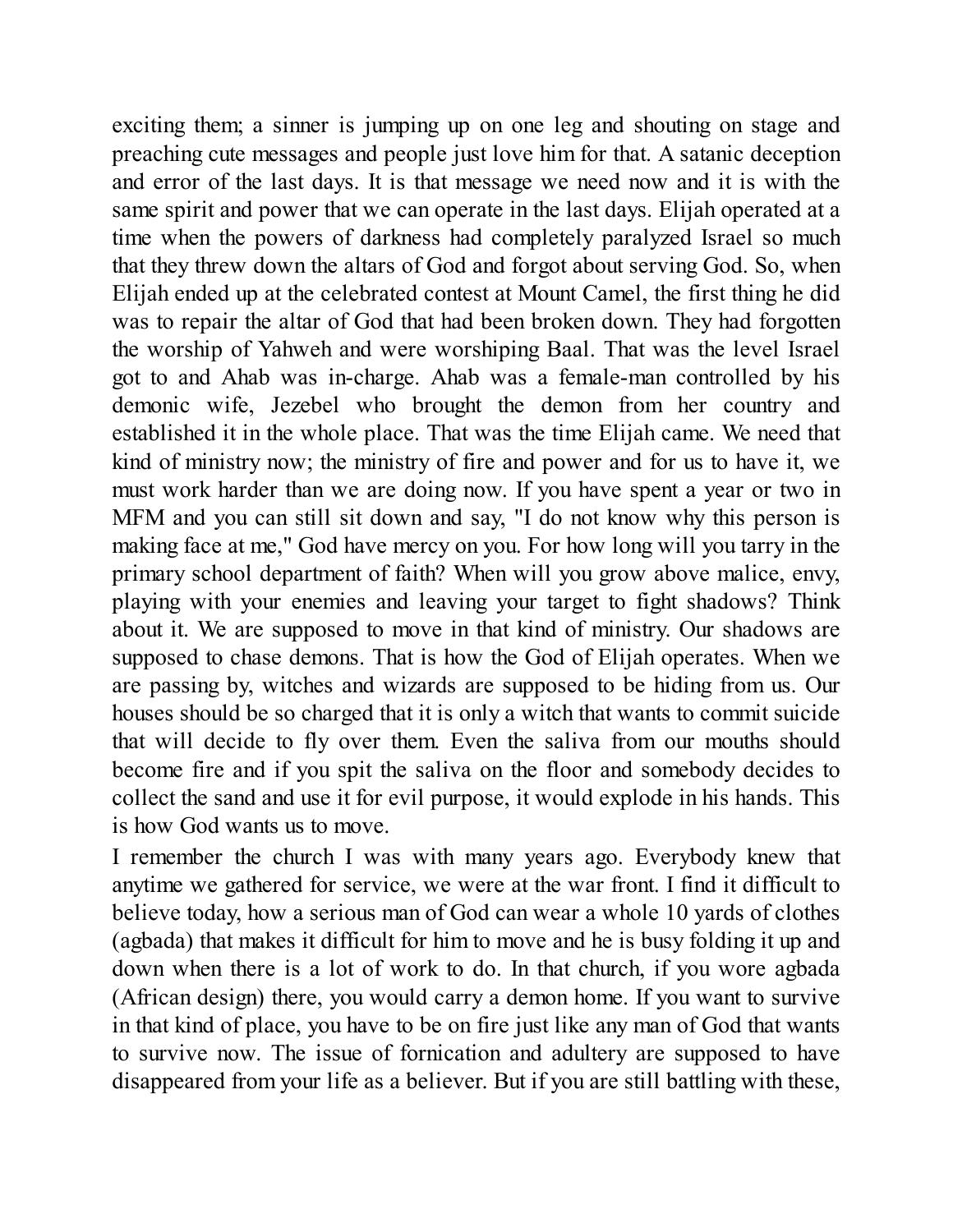exciting them; a sinner is jumping up on one leg and shouting on stage and preaching cute messages and people just love him for that. A satanic deception and error of the last days. It is that message we need now and it is with the same spirit and power that we can operate in the last days. Elijah operated at a time when the powers of darkness had completely paralyzed Israel so much that they threw down the altars of God and forgot about serving God. So, when Elijah ended up at the celebrated contest at Mount Camel, the first thing he did was to repair the altar of God that had been broken down. They had forgotten the worship of Yahweh and were worshiping Baal. That was the level Israel got to and Ahab was in-charge. Ahab was a female-man controlled by his demonic wife, Jezebel who brought the demon from her country and established it in the whole place. That was the time Elijah came. We need that kind of ministry now; the ministry of fire and power and for us to have it, we must work harder than we are doing now. If you have spent a year or two in MFM and you can still sit down and say, "I do not know why this person is making face at me," God have mercy on you. For how long will you tarry in the primary school department of faith? When will you grow above malice, envy, playing with your enemies and leaving your target to fight shadows? Think about it. We are supposed to move in that kind of ministry. Our shadows are supposed to chase demons. That is how the God of Elijah operates. When we are passing by, witches and wizards are supposed to be hiding from us. Our houses should be so charged that it is only a witch that wants to commit suicide that will decide to fly over them. Even the saliva from our mouths should become fire and if you spit the saliva on the floor and somebody decides to collect the sand and use it for evil purpose, it would explode in his hands. This is how God wants us to move.

I remember the church I was with many years ago. Everybody knew that anytime we gathered for service, we were at the war front. I find it difficult to believe today, how a serious man of God can wear a whole 10 yards of clothes (agbada) that makes it difficult for him to move and he is busy folding it up and down when there is a lot of work to do. In that church, if you wore agbada (African design) there, you would carry a demon home. If you want to survive in that kind of place, you have to be on fire just like any man of God that wants to survive now. The issue of fornication and adultery are supposed to have disappeared from your life as a believer. But if you are still battling with these,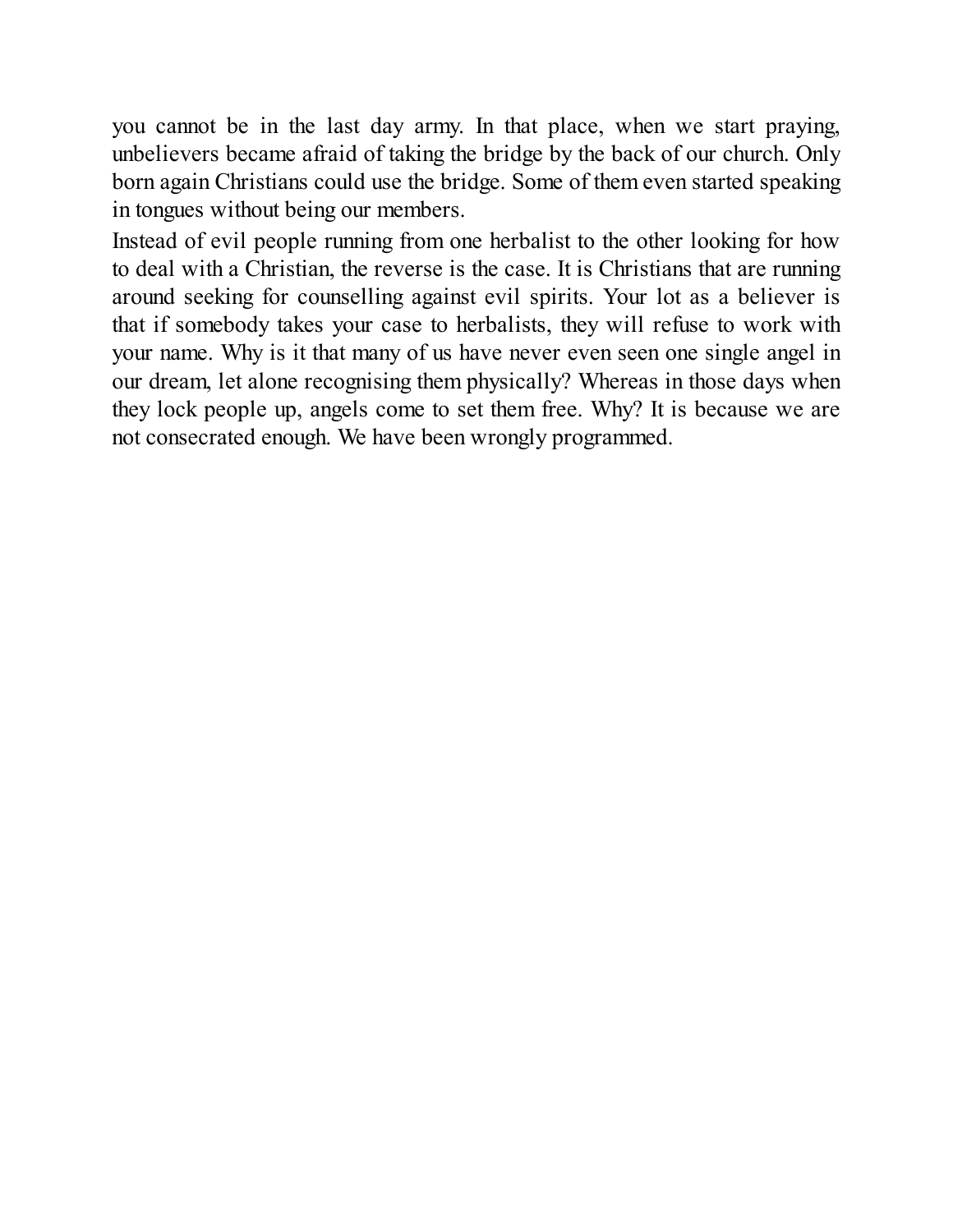you cannot be in the last day army. In that place, when we start praying, unbelievers became afraid of taking the bridge by the back of our church. Only born again Christians could use the bridge. Some of them even started speaking in tongues without being our members.

Instead of evil people running from one herbalist to the other looking for how to deal with a Christian, the reverse is the case. It is Christians that are running around seeking for counselling against evil spirits. Your lot as a believer is that if somebody takes your case to herbalists, they will refuse to work with your name. Why is it that many of us have never even seen one single angel in our dream, let alone recognising them physically? Whereas in those days when they lock people up, angels come to set them free. Why? It is because we are not consecrated enough. We have been wrongly programmed.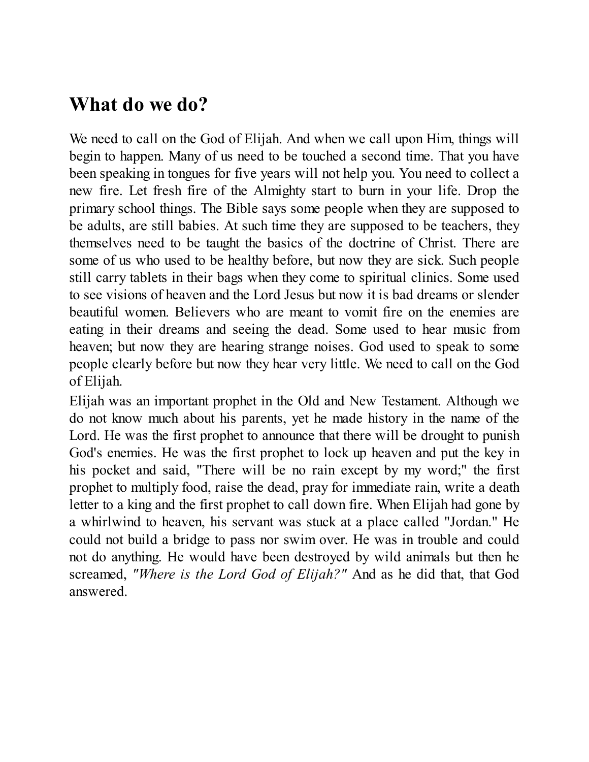## What do we do?

We need to call on the God of Elijah. And when we call upon Him, things will begin to happen. Many of us need to be touched a second time. That you have been speaking in tongues for five years will not help you. You need to collect a new fire. Let fresh fire of the Almighty start to burn in your life. Drop the primary school things. The Bible says some people when they are supposed to be adults, are still babies. At such time they are supposed to be teachers, they themselves need to be taught the basics of the doctrine of Christ. There are some of us who used to be healthy before, but now they are sick. Such people still carry tablets in their bags when they come to spiritual clinics. Some used to see visions of heaven and the Lord Jesus but now it is bad dreams or slender beautiful women. Believers who are meant to vomit fire on the enemies are eating in their dreams and seeing the dead. Some used to hear music from heaven; but now they are hearing strange noises. God used to speak to some people clearly before but now they hear very little. We need to call on the God of Elijah.

Elijah was an important prophet in the Old and New Testament. Although we do not know much about his parents, yet he made history in the name of the Lord. He was the first prophet to announce that there will be drought to punish God's enemies. He was the first prophet to lock up heaven and put the key in his pocket and said, "There will be no rain except by my word;" the first prophet to multiply food, raise the dead, pray for immediate rain, write a death letter to a king and the first prophet to call down fire. When Elijah had gone by a whirlwind to heaven, his servant was stuck at a place called "Jordan." He could not build a bridge to pass nor swim over. He was in trouble and could not do anything. He would have been destroyed by wild animals but then he screamed, *"Where is the Lord God of Elijah?"* And as he did that, that God answered.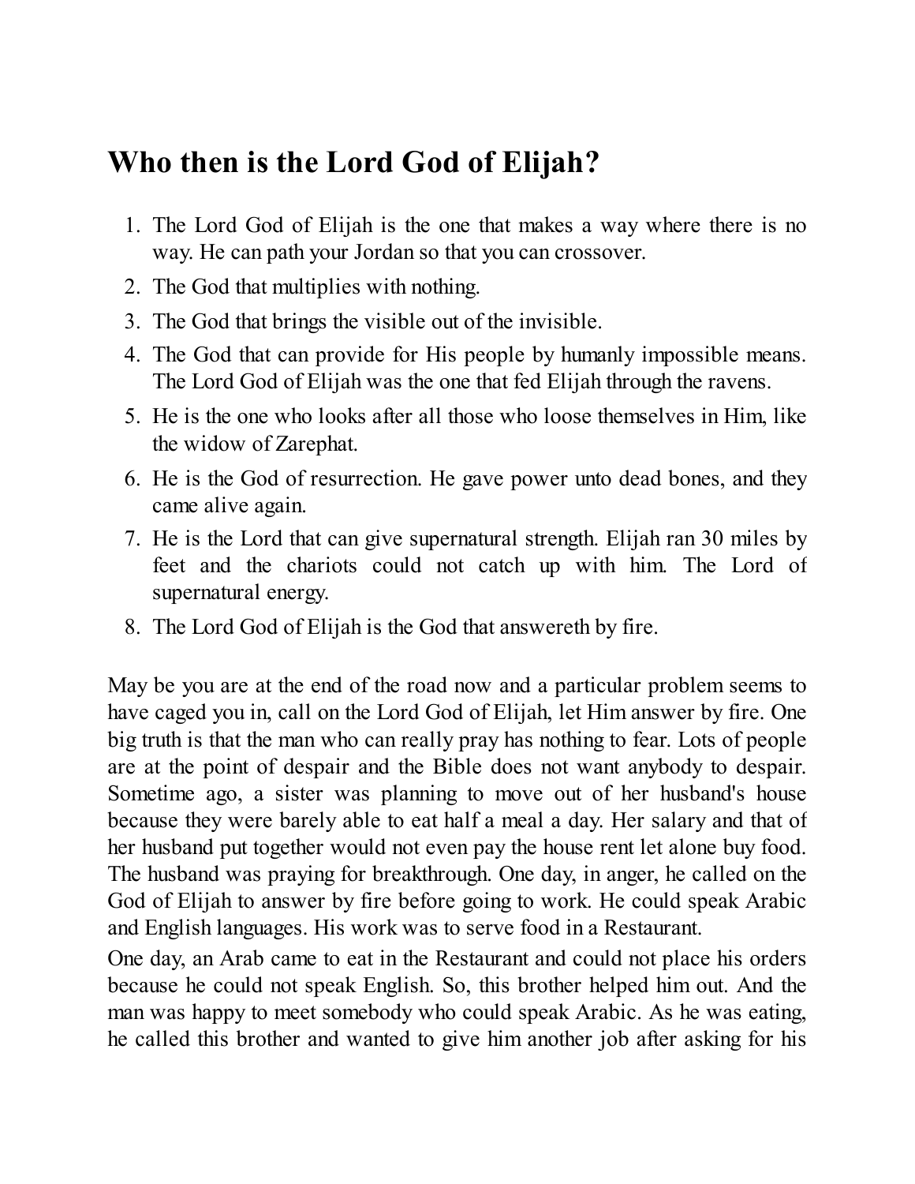## Who then is the Lord God of Elijah?

1. The Lord God of Elijah is the one that makes a way where there is no way. He can path your Jordan so that you can crossover.
2. The God that multiplies with nothing.
3. The God that brings the visible out of the invisible.
4. The God that can provide for His people by humanly impossible means. The Lord God of Elijah was the one that fed Elijah through the ravens.
5. He is the one who looks after all those who loose themselves in Him, like the widow of Zarephat.
6. He is the God of resurrection. He gave power unto dead bones, and they came alive again.
7. He is the Lord that can give supernatural strength. Elijah ran 30 miles by feet and the chariots could not catch up with him. The Lord of supernatural energy.
8. The Lord God of Elijah is the God that answereth by fire.

May be you are at the end of the road now and a particular problem seems to have caged you in, call on the Lord God of Elijah, let Him answer by fire. One big truth is that the man who can really pray has nothing to fear. Lots of people are at the point of despair and the Bible does not want anybody to despair. Sometime ago, a sister was planning to move out of her husband's house because they were barely able to eat half a meal a day. Her salary and that of her husband put together would not even pay the house rent let alone buy food. The husband was praying for breakthrough. One day, in anger, he called on the God of Elijah to answer by fire before going to work. He could speak Arabic and English languages. His work was to serve food in a Restaurant.

One day, an Arab came to eat in the Restaurant and could not place his orders because he could not speak English. So, this brother helped him out. And the man was happy to meet somebody who could speak Arabic. As he was eating, he called this brother and wanted to give him another job after asking for his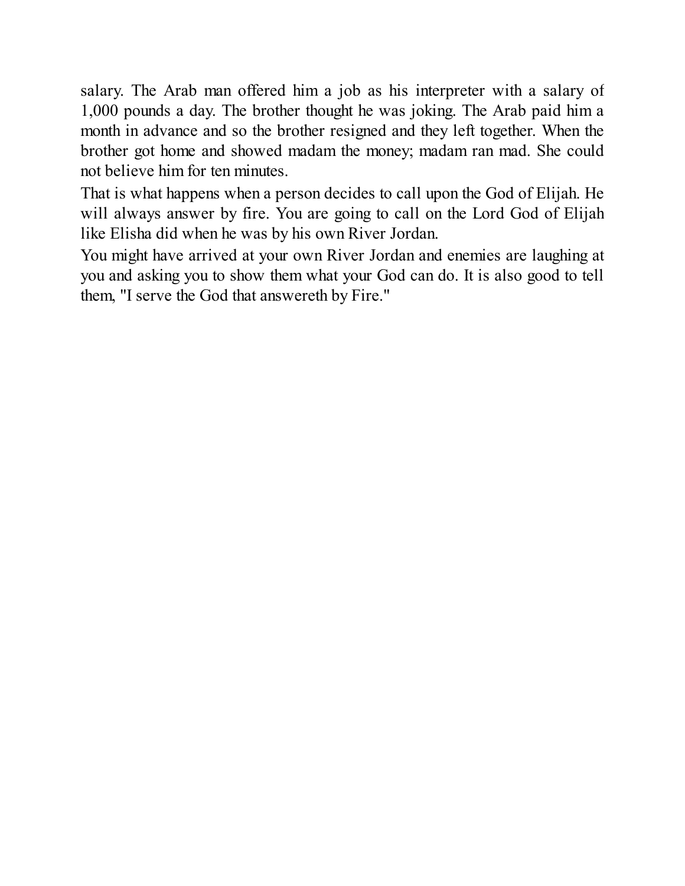salary. The Arab man offered him a job as his interpreter with a salary of 1,000 pounds a day. The brother thought he was joking. The Arab paid him a month in advance and so the brother resigned and they left together. When the brother got home and showed madam the money; madam ran mad. She could not believe him for ten minutes.

That is what happens when a person decides to call upon the God of Elijah. He will always answer by fire. You are going to call on the Lord God of Elijah like Elisha did when he was by his own River Jordan.

You might have arrived at your own River Jordan and enemies are laughing at you and asking you to show them what your God can do. It is also good to tell them, "I serve the God that answereth by Fire."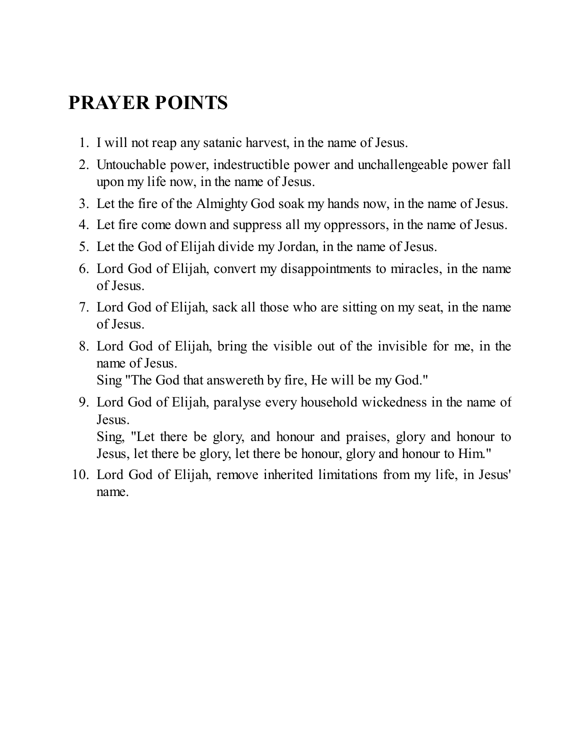# PRAYER POINTS

1. I will not reap any satanic harvest, in the name of Jesus.
2. Untouchable power, indestructible power and unchallengeable power fall upon my life now, in the name of Jesus.
3. Let the fire of the Almighty God soak my hands now, in the name of Jesus.
4. Let fire come down and suppress all my oppressors, in the name of Jesus.
5. Let the God of Elijah divide my Jordan, in the name of Jesus.
6. Lord God of Elijah, convert my disappointments to miracles, in the name of Jesus.
7. Lord God of Elijah, sack all those who are sitting on my seat, in the name of Jesus.
8. Lord God of Elijah, bring the visible out of the invisible for me, in the name of Jesus.
   Sing "The God that answereth by fire, He will be my God."
9. Lord God of Elijah, paralyse every household wickedness in the name of Jesus.
   Sing, "Let there be glory, and honour and praises, glory and honour to Jesus, let there be glory, let there be honour, glory and honour to Him."
10. Lord God of Elijah, remove inherited limitations from my life, in Jesus' name.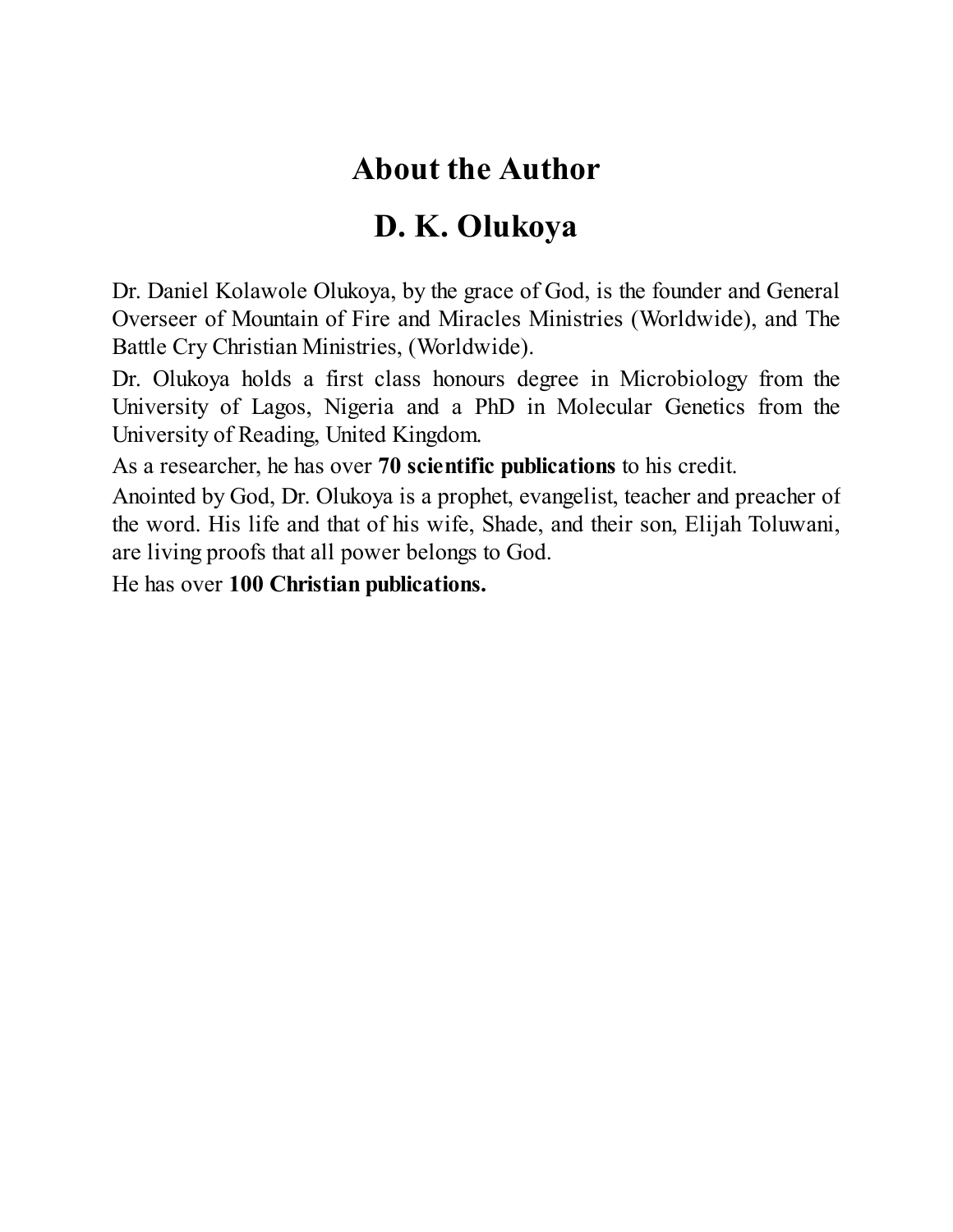# About the Author

# D. K. Olukoya

Dr. Daniel Kolawole Olukoya, by the grace of God, is the founder and General Overseer of Mountain of Fire and Miracles Ministries (Worldwide), and The Battle Cry Christian Ministries, (Worldwide).

Dr. Olukoya holds a first class honours degree in Microbiology from the University of Lagos, Nigeria and a PhD in Molecular Genetics from the University of Reading, United Kingdom.

As a researcher, he has over **70 scientific publications** to his credit.

Anointed by God, Dr. Olukoya is a prophet, evangelist, teacher and preacher of the word. His life and that of his wife, Shade, and their son, Elijah Toluwani, are living proofs that all power belongs to God.

He has over **100 Christian publications.**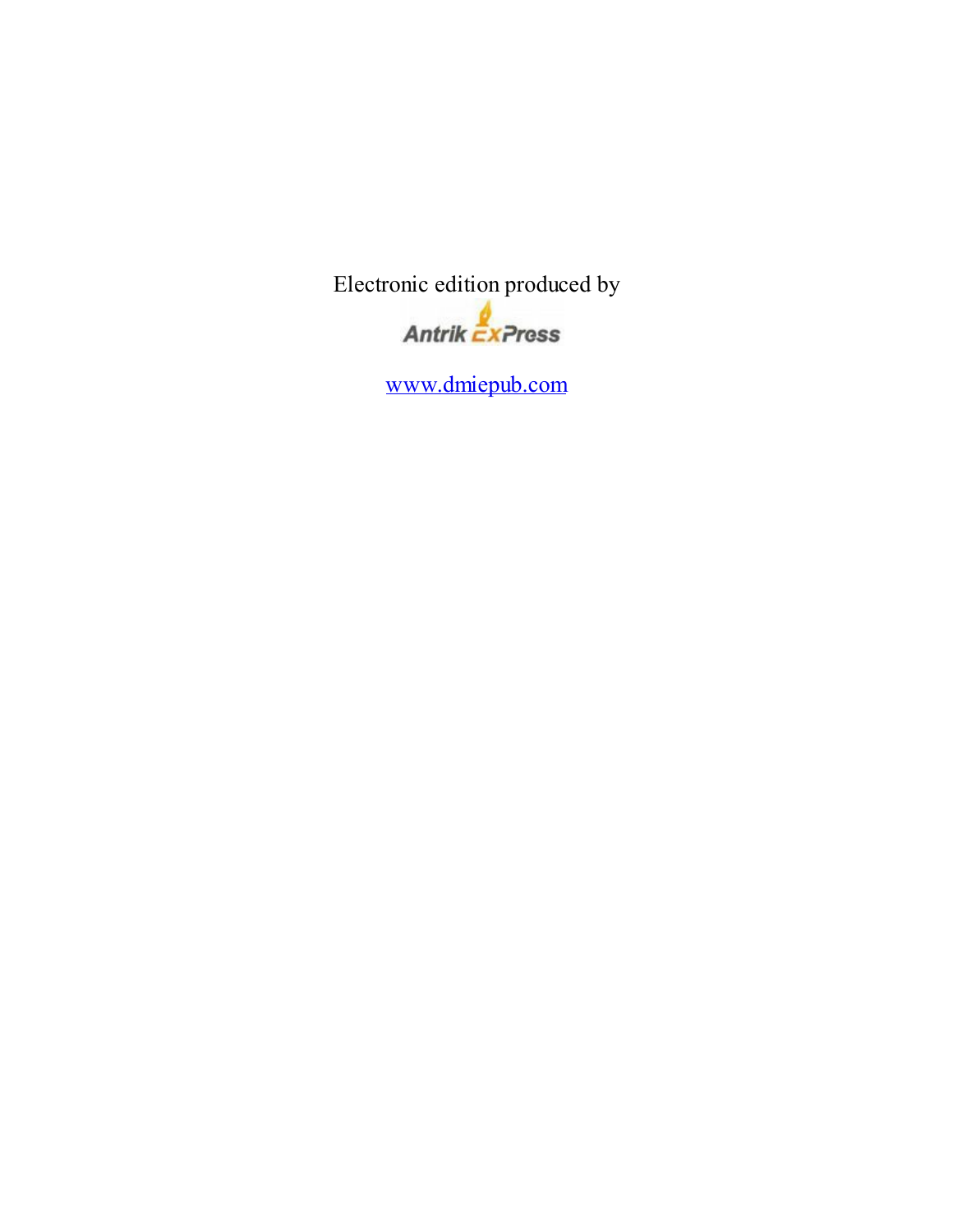Electronic edition produced by

Antrik ExPress

[www.dmiepub.com](http://www.dmiepub.com)